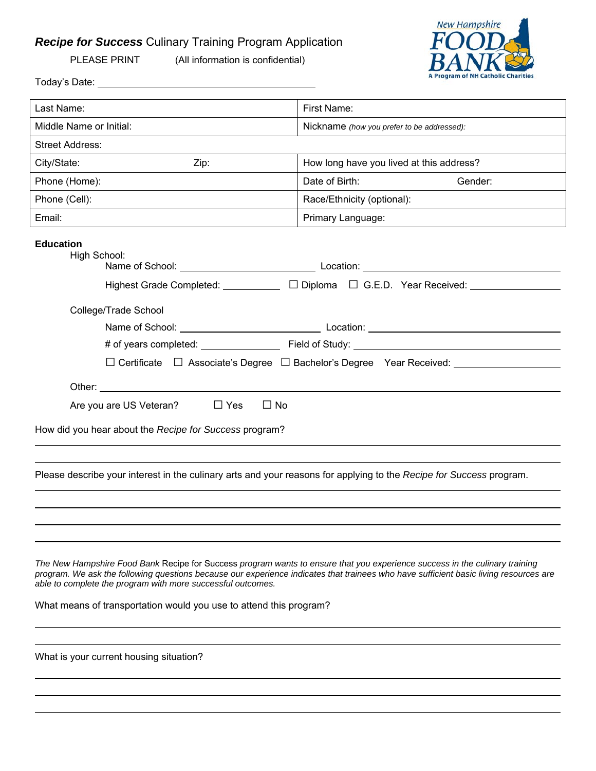# ***Recipe for Success*** Culinary Training Program Application

PLEASE PRINT (All information is confidential)

New Hampshire FOOD BANK
A Program of NH Catholic Charities

Today's Date: ______________________________

| Last Name: | First Name: |
|---|---|
| Middle Name or Initial: | Nickname *(how you prefer to be addressed):* |
| Street Address: | |
| City/State: Zip: | How long have you lived at this address? |
| Phone (Home): | Date of Birth: Gender: |
| Phone (Cell): | Race/Ethnicity (optional): |
| Email: | Primary Language: |

**Education**

High School:

Name of School: ______________________ Location: ______________________

Highest Grade Completed: __________ ☐ Diploma ☐ G.E.D. Year Received: ______________

College/Trade School

Name of School: ______________________ Location: ______________________

# of years completed: ____________ Field of Study: ______________________

☐ Certificate ☐ Associate's Degree ☐ Bachelor's Degree Year Received: ______________

Other: ____________________________________________

Are you are US Veteran? ☐ Yes ☐ No

How did you hear about the *Recipe for Success* program?

____________________________________________

____________________________________________

Please describe your interest in the culinary arts and your reasons for applying to the *Recipe for Success* program.

____________________________________________

____________________________________________

____________________________________________

____________________________________________

*The New Hampshire Food Bank* Recipe for Success *program wants to ensure that you experience success in the culinary training program. We ask the following questions because our experience indicates that trainees who have sufficient basic living resources are able to complete the program with more successful outcomes.*

What means of transportation would you use to attend this program?

____________________________________________

____________________________________________

What is your current housing situation?

____________________________________________

____________________________________________

____________________________________________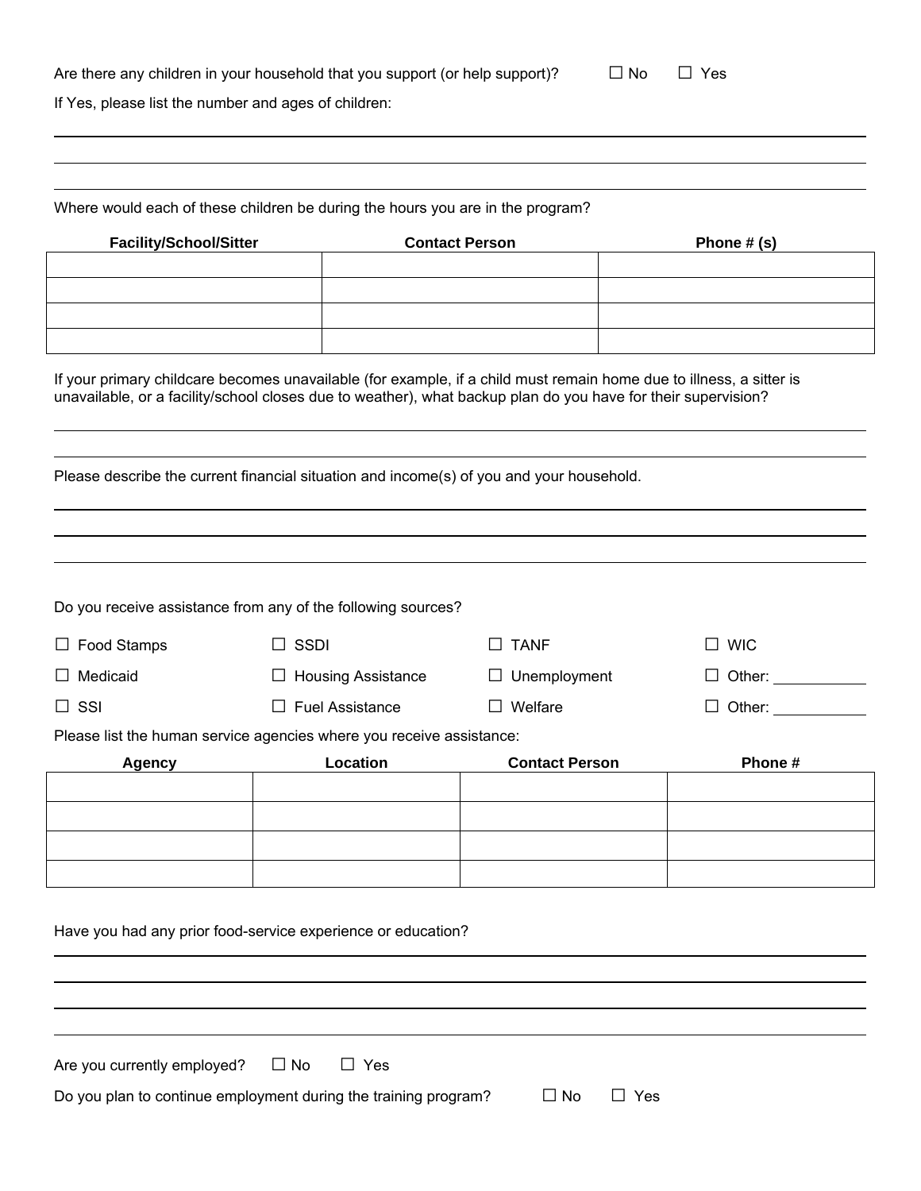Are there any children in your household that you support (or help support)? ☐ No ☐ Yes

If Yes, please list the number and ages of children:

\_\_\_\_\_\_\_\_\_\_\_\_\_\_\_\_\_\_\_\_\_\_\_\_\_\_\_\_\_\_\_\_\_\_\_\_\_\_\_\_\_\_\_\_\_\_\_\_\_\_\_\_\_\_\_\_\_\_\_\_\_\_\_\_\_\_\_\_\_\_\_\_

\_\_\_\_\_\_\_\_\_\_\_\_\_\_\_\_\_\_\_\_\_\_\_\_\_\_\_\_\_\_\_\_\_\_\_\_\_\_\_\_\_\_\_\_\_\_\_\_\_\_\_\_\_\_\_\_\_\_\_\_\_\_\_\_\_\_\_\_\_\_\_\_

\_\_\_\_\_\_\_\_\_\_\_\_\_\_\_\_\_\_\_\_\_\_\_\_\_\_\_\_\_\_\_\_\_\_\_\_\_\_\_\_\_\_\_\_\_\_\_\_\_\_\_\_\_\_\_\_\_\_\_\_\_\_\_\_\_\_\_\_\_\_\_\_

Where would each of these children be during the hours you are in the program?

| Facility/School/Sitter | Contact Person | Phone # (s) |
|---|---|---|
| | | |
| | | |
| | | |
| | | |

If your primary childcare becomes unavailable (for example, if a child must remain home due to illness, a sitter is unavailable, or a facility/school closes due to weather), what backup plan do you have for their supervision?

\_\_\_\_\_\_\_\_\_\_\_\_\_\_\_\_\_\_\_\_\_\_\_\_\_\_\_\_\_\_\_\_\_\_\_\_\_\_\_\_\_\_\_\_\_\_\_\_\_\_\_\_\_\_\_\_\_\_\_\_\_\_\_\_\_\_\_\_\_\_\_\_

\_\_\_\_\_\_\_\_\_\_\_\_\_\_\_\_\_\_\_\_\_\_\_\_\_\_\_\_\_\_\_\_\_\_\_\_\_\_\_\_\_\_\_\_\_\_\_\_\_\_\_\_\_\_\_\_\_\_\_\_\_\_\_\_\_\_\_\_\_\_\_\_

Please describe the current financial situation and income(s) of you and your household.

\_\_\_\_\_\_\_\_\_\_\_\_\_\_\_\_\_\_\_\_\_\_\_\_\_\_\_\_\_\_\_\_\_\_\_\_\_\_\_\_\_\_\_\_\_\_\_\_\_\_\_\_\_\_\_\_\_\_\_\_\_\_\_\_\_\_\_\_\_\_\_\_

\_\_\_\_\_\_\_\_\_\_\_\_\_\_\_\_\_\_\_\_\_\_\_\_\_\_\_\_\_\_\_\_\_\_\_\_\_\_\_\_\_\_\_\_\_\_\_\_\_\_\_\_\_\_\_\_\_\_\_\_\_\_\_\_\_\_\_\_\_\_\_\_

\_\_\_\_\_\_\_\_\_\_\_\_\_\_\_\_\_\_\_\_\_\_\_\_\_\_\_\_\_\_\_\_\_\_\_\_\_\_\_\_\_\_\_\_\_\_\_\_\_\_\_\_\_\_\_\_\_\_\_\_\_\_\_\_\_\_\_\_\_\_\_\_

Do you receive assistance from any of the following sources?

| | | | |
|---|---|---|---|
| ☐ Food Stamps | ☐ SSDI | ☐ TANF | ☐ WIC |
| ☐ Medicaid | ☐ Housing Assistance | ☐ Unemployment | ☐ Other: \_\_\_\_\_\_\_\_ |
| ☐ SSI | ☐ Fuel Assistance | ☐ Welfare | ☐ Other: \_\_\_\_\_\_\_\_ |

Please list the human service agencies where you receive assistance:

| Agency | Location | Contact Person | Phone # |
|---|---|---|---|
| | | | |
| | | | |
| | | | |
| | | | |

Have you had any prior food-service experience or education?

\_\_\_\_\_\_\_\_\_\_\_\_\_\_\_\_\_\_\_\_\_\_\_\_\_\_\_\_\_\_\_\_\_\_\_\_\_\_\_\_\_\_\_\_\_\_\_\_\_\_\_\_\_\_\_\_\_\_\_\_\_\_\_\_\_\_\_\_\_\_\_\_

\_\_\_\_\_\_\_\_\_\_\_\_\_\_\_\_\_\_\_\_\_\_\_\_\_\_\_\_\_\_\_\_\_\_\_\_\_\_\_\_\_\_\_\_\_\_\_\_\_\_\_\_\_\_\_\_\_\_\_\_\_\_\_\_\_\_\_\_\_\_\_\_

\_\_\_\_\_\_\_\_\_\_\_\_\_\_\_\_\_\_\_\_\_\_\_\_\_\_\_\_\_\_\_\_\_\_\_\_\_\_\_\_\_\_\_\_\_\_\_\_\_\_\_\_\_\_\_\_\_\_\_\_\_\_\_\_\_\_\_\_\_\_\_\_

\_\_\_\_\_\_\_\_\_\_\_\_\_\_\_\_\_\_\_\_\_\_\_\_\_\_\_\_\_\_\_\_\_\_\_\_\_\_\_\_\_\_\_\_\_\_\_\_\_\_\_\_\_\_\_\_\_\_\_\_\_\_\_\_\_\_\_\_\_\_\_\_

Are you currently employed? ☐ No ☐ Yes

Do you plan to continue employment during the training program? ☐ No ☐ Yes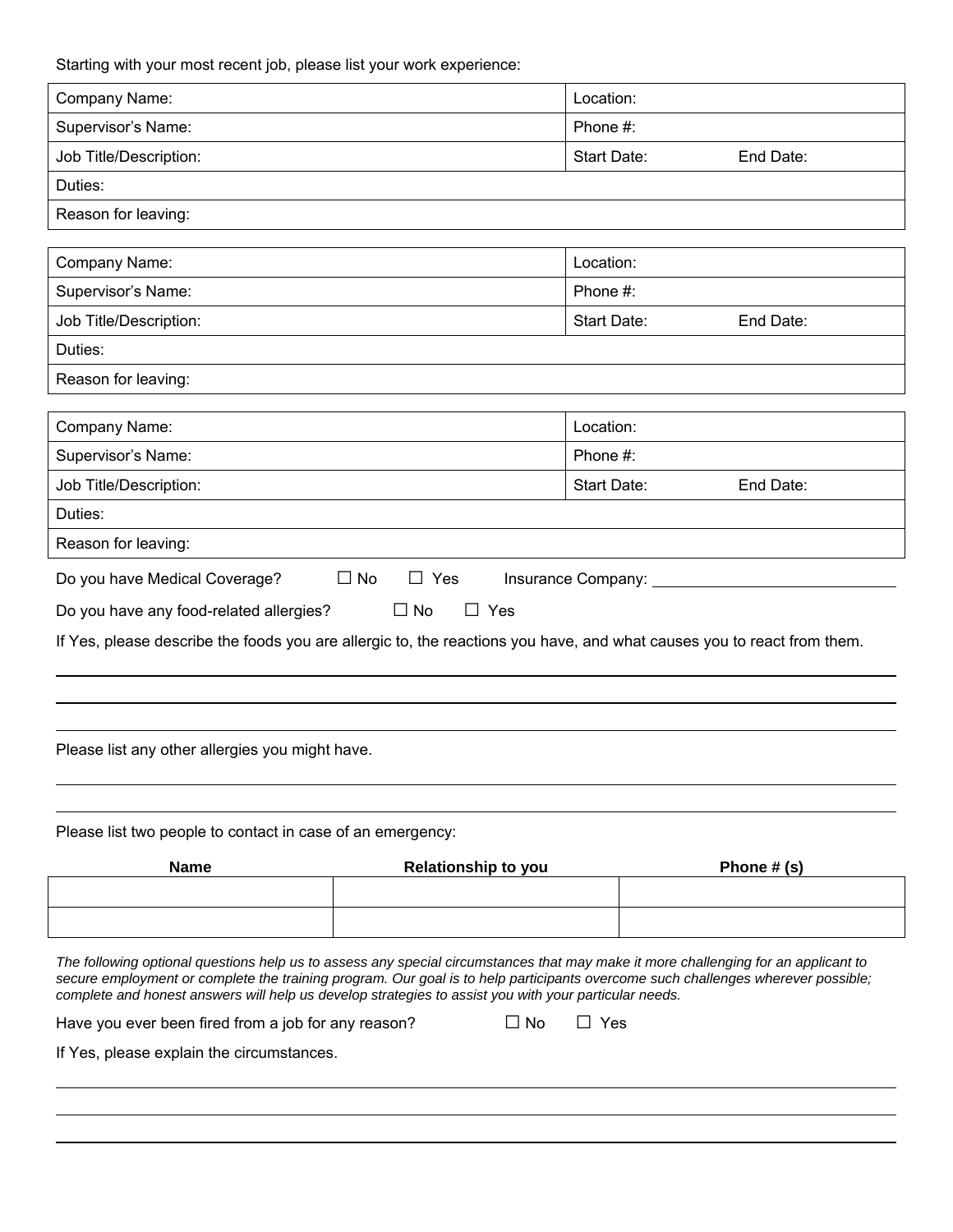Starting with your most recent job, please list your work experience:

| Company Name: | Location: | |
|---|---|---|
| Supervisor's Name: | Phone #: | |
| Job Title/Description: | Start Date: | End Date: |
| Duties: | | |
| Reason for leaving: | | |

| Company Name: | Location: | |
|---|---|---|
| Supervisor's Name: | Phone #: | |
| Job Title/Description: | Start Date: | End Date: |
| Duties: | | |
| Reason for leaving: | | |

| Company Name: | Location: | |
|---|---|---|
| Supervisor's Name: | Phone #: | |
| Job Title/Description: | Start Date: | End Date: |
| Duties: | | |
| Reason for leaving: | | |

Do you have Medical Coverage? ☐ No ☐ Yes Insurance Company: ____________________

Do you have any food-related allergies? ☐ No ☐ Yes

If Yes, please describe the foods you are allergic to, the reactions you have, and what causes you to react from them.

_______________________________________________

_______________________________________________

_______________________________________________

Please list any other allergies you might have.

_______________________________________________

_______________________________________________

Please list two people to contact in case of an emergency:

| Name | Relationship to you | Phone # (s) |
|---|---|---|
| | | |
| | | |

*The following optional questions help us to assess any special circumstances that may make it more challenging for an applicant to secure employment or complete the training program. Our goal is to help participants overcome such challenges wherever possible; complete and honest answers will help us develop strategies to assist you with your particular needs.*

Have you ever been fired from a job for any reason? ☐ No ☐ Yes

If Yes, please explain the circumstances.

_______________________________________________

_______________________________________________

_______________________________________________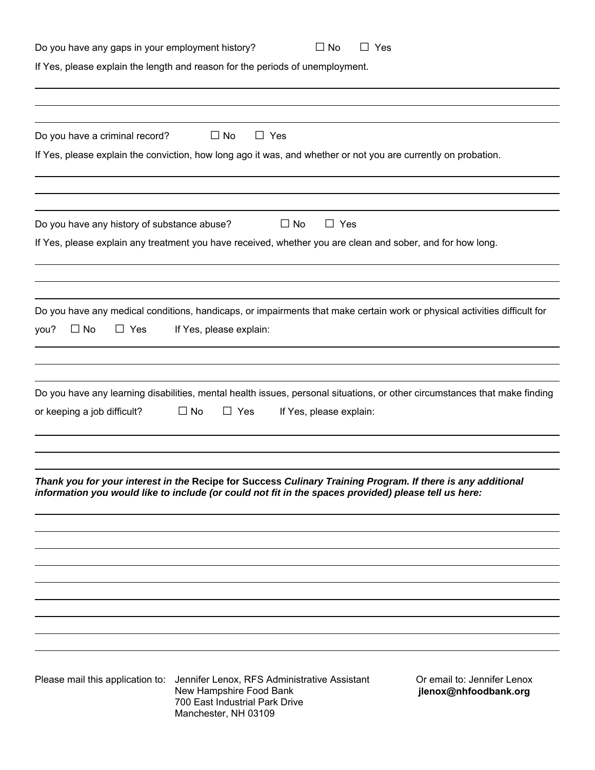Do you have any gaps in your employment history? ☐ No ☐ Yes

If Yes, please explain the length and reason for the periods of unemployment.

---

---

---

Do you have a criminal record? ☐ No ☐ Yes

If Yes, please explain the conviction, how long ago it was, and whether or not you are currently on probation.

---

---

---

Do you have any history of substance abuse? ☐ No ☐ Yes

If Yes, please explain any treatment you have received, whether you are clean and sober, and for how long.

---

---

---

Do you have any medical conditions, handicaps, or impairments that make certain work or physical activities difficult for you? ☐ No ☐ Yes If Yes, please explain:

---

---

---

Do you have any learning disabilities, mental health issues, personal situations, or other circumstances that make finding or keeping a job difficult? ☐ No ☐ Yes If Yes, please explain:

---

---

---

***Thank you for your interest in the* Recipe for Success *Culinary Training Program. If there is any additional information you would like to include (or could not fit in the spaces provided) please tell us here:***

---

---

---

---

---

---

---

---

---

Please mail this application to: Jennifer Lenox, RFS Administrative Assistant
New Hampshire Food Bank
700 East Industrial Park Drive
Manchester, NH 03109

Or email to: Jennifer Lenox
**jlenox@nhfoodbank.org**